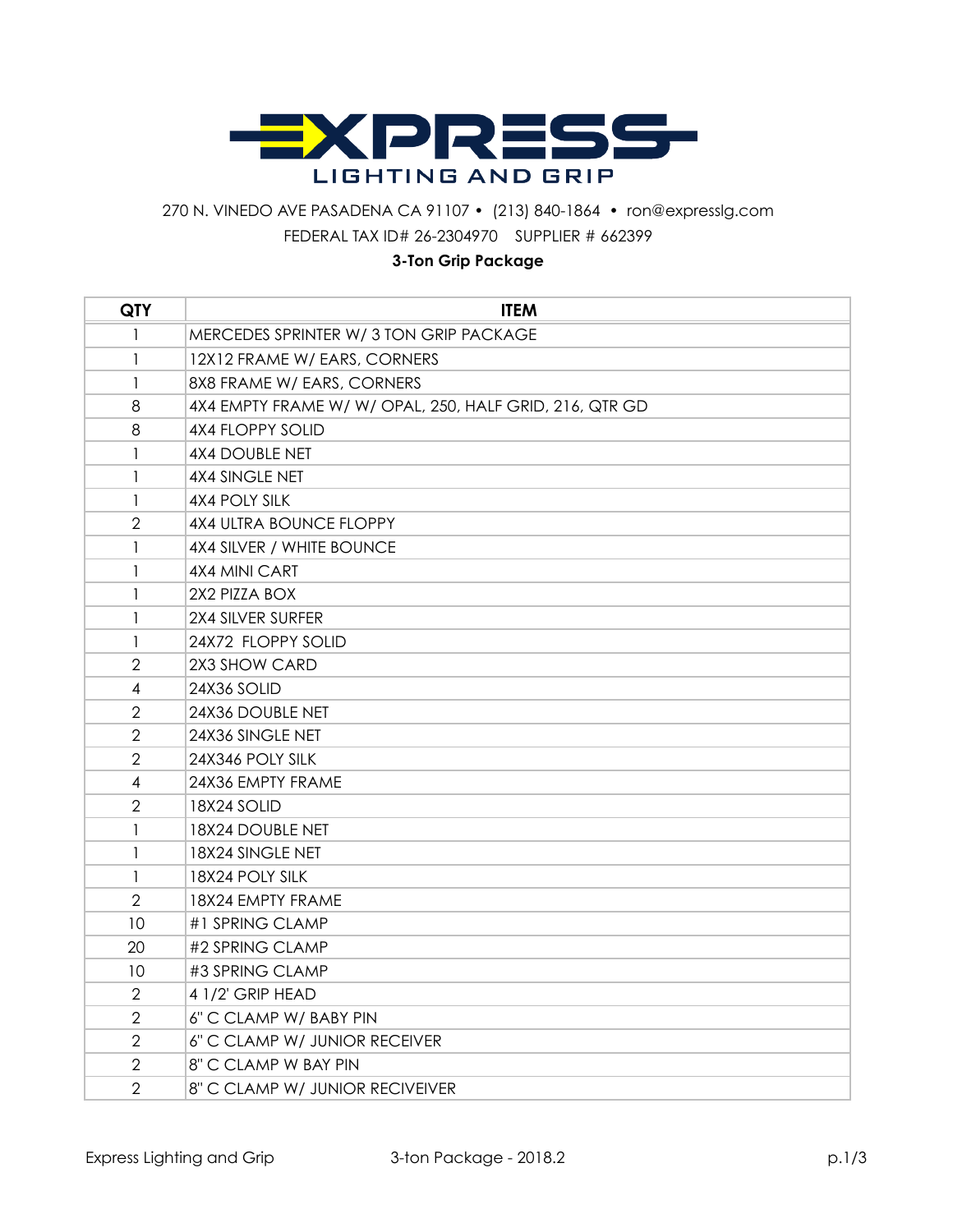# EXPRESS LIGHTING AND GRIP

270 N. VINEDO AVE PASADENA CA 91107 • (213) 840-1864 • ron@expresslg.com

FEDERAL TAX ID# 26-2304970 SUPPLIER # 662399

**3-Ton Grip Package**

| QTY | ITEM |
|---|---|
| 1 | MERCEDES SPRINTER W/ 3 TON GRIP PACKAGE |
| 1 | 12X12 FRAME W/ EARS, CORNERS |
| 1 | 8X8 FRAME W/ EARS, CORNERS |
| 8 | 4X4 EMPTY FRAME W/ W/ OPAL, 250, HALF GRID, 216, QTR GD |
| 8 | 4X4 FLOPPY SOLID |
| 1 | 4X4 DOUBLE NET |
| 1 | 4X4 SINGLE NET |
| 1 | 4X4 POLY SILK |
| 2 | 4X4 ULTRA BOUNCE FLOPPY |
| 1 | 4X4 SILVER / WHITE BOUNCE |
| 1 | 4X4 MINI CART |
| 1 | 2X2 PIZZA BOX |
| 1 | 2X4 SILVER SURFER |
| 1 | 24X72 FLOPPY SOLID |
| 2 | 2X3 SHOW CARD |
| 4 | 24X36 SOLID |
| 2 | 24X36 DOUBLE NET |
| 2 | 24X36 SINGLE NET |
| 2 | 24X346 POLY SILK |
| 4 | 24X36 EMPTY FRAME |
| 2 | 18X24 SOLID |
| 1 | 18X24 DOUBLE NET |
| 1 | 18X24 SINGLE NET |
| 1 | 18X24 POLY SILK |
| 2 | 18X24 EMPTY FRAME |
| 10 | #1 SPRING CLAMP |
| 20 | #2 SPRING CLAMP |
| 10 | #3 SPRING CLAMP |
| 2 | 4 1/2' GRIP HEAD |
| 2 | 6" C CLAMP W/ BABY PIN |
| 2 | 6" C CLAMP W/ JUNIOR RECEIVER |
| 2 | 8" C CLAMP W BAY PIN |
| 2 | 8" C CLAMP W/ JUNIOR RECIVEIVER |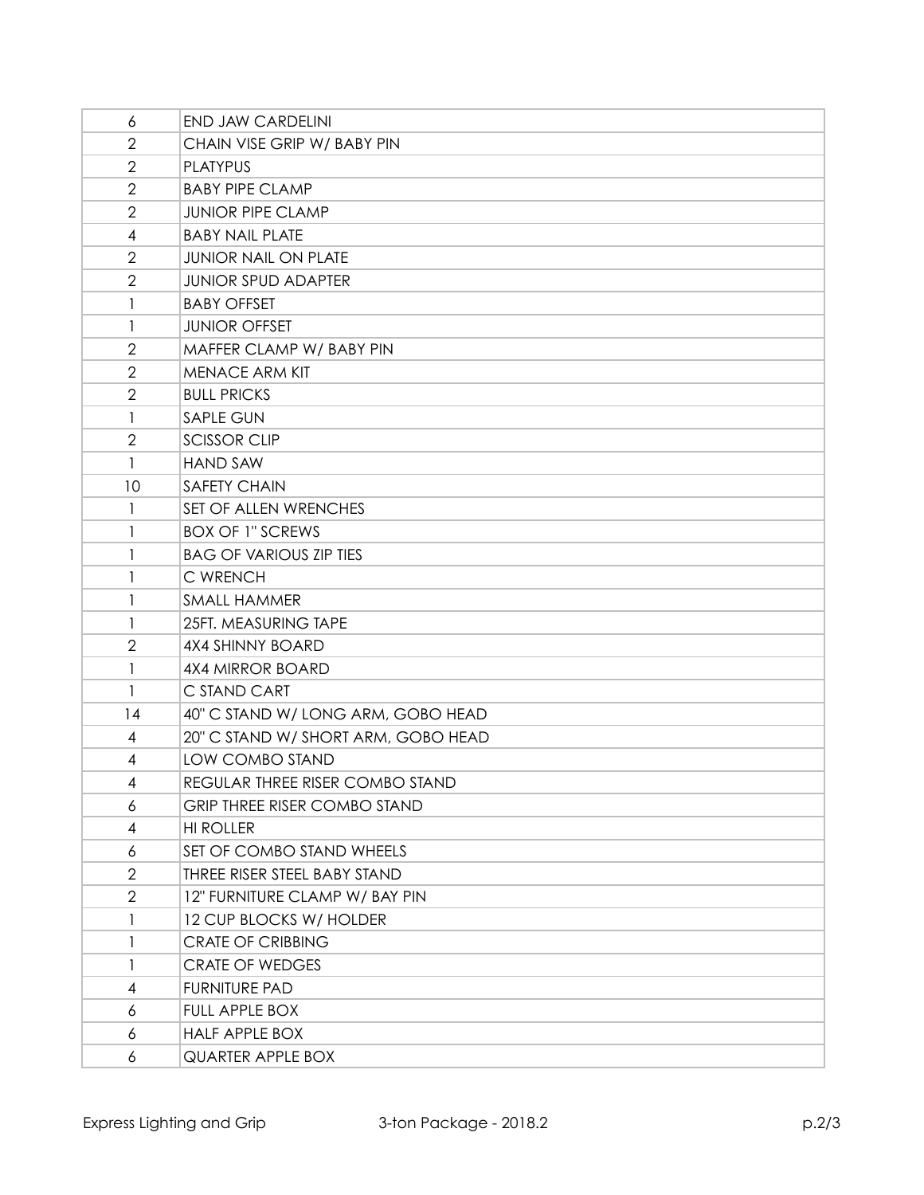| | |
|---|---|
| 6 | END JAW CARDELINI |
| 2 | CHAIN VISE GRIP W/ BABY PIN |
| 2 | PLATYPUS |
| 2 | BABY PIPE CLAMP |
| 2 | JUNIOR PIPE CLAMP |
| 4 | BABY NAIL PLATE |
| 2 | JUNIOR NAIL ON PLATE |
| 2 | JUNIOR SPUD ADAPTER |
| 1 | BABY OFFSET |
| 1 | JUNIOR OFFSET |
| 2 | MAFFER CLAMP W/ BABY PIN |
| 2 | MENACE ARM KIT |
| 2 | BULL PRICKS |
| 1 | SAPLE GUN |
| 2 | SCISSOR CLIP |
| 1 | HAND SAW |
| 10 | SAFETY CHAIN |
| 1 | SET OF ALLEN WRENCHES |
| 1 | BOX OF 1" SCREWS |
| 1 | BAG OF VARIOUS ZIP TIES |
| 1 | C WRENCH |
| 1 | SMALL HAMMER |
| 1 | 25FT. MEASURING TAPE |
| 2 | 4X4 SHINNY BOARD |
| 1 | 4X4 MIRROR BOARD |
| 1 | C STAND CART |
| 14 | 40" C STAND W/ LONG ARM, GOBO HEAD |
| 4 | 20" C STAND W/ SHORT ARM, GOBO HEAD |
| 4 | LOW COMBO STAND |
| 4 | REGULAR THREE RISER COMBO STAND |
| 6 | GRIP THREE RISER COMBO STAND |
| 4 | HI ROLLER |
| 6 | SET OF COMBO STAND WHEELS |
| 2 | THREE RISER STEEL BABY STAND |
| 2 | 12" FURNITURE CLAMP W/ BAY PIN |
| 1 | 12 CUP BLOCKS W/ HOLDER |
| 1 | CRATE OF CRIBBING |
| 1 | CRATE OF WEDGES |
| 4 | FURNITURE PAD |
| 6 | FULL APPLE BOX |
| 6 | HALF APPLE BOX |
| 6 | QUARTER APPLE BOX |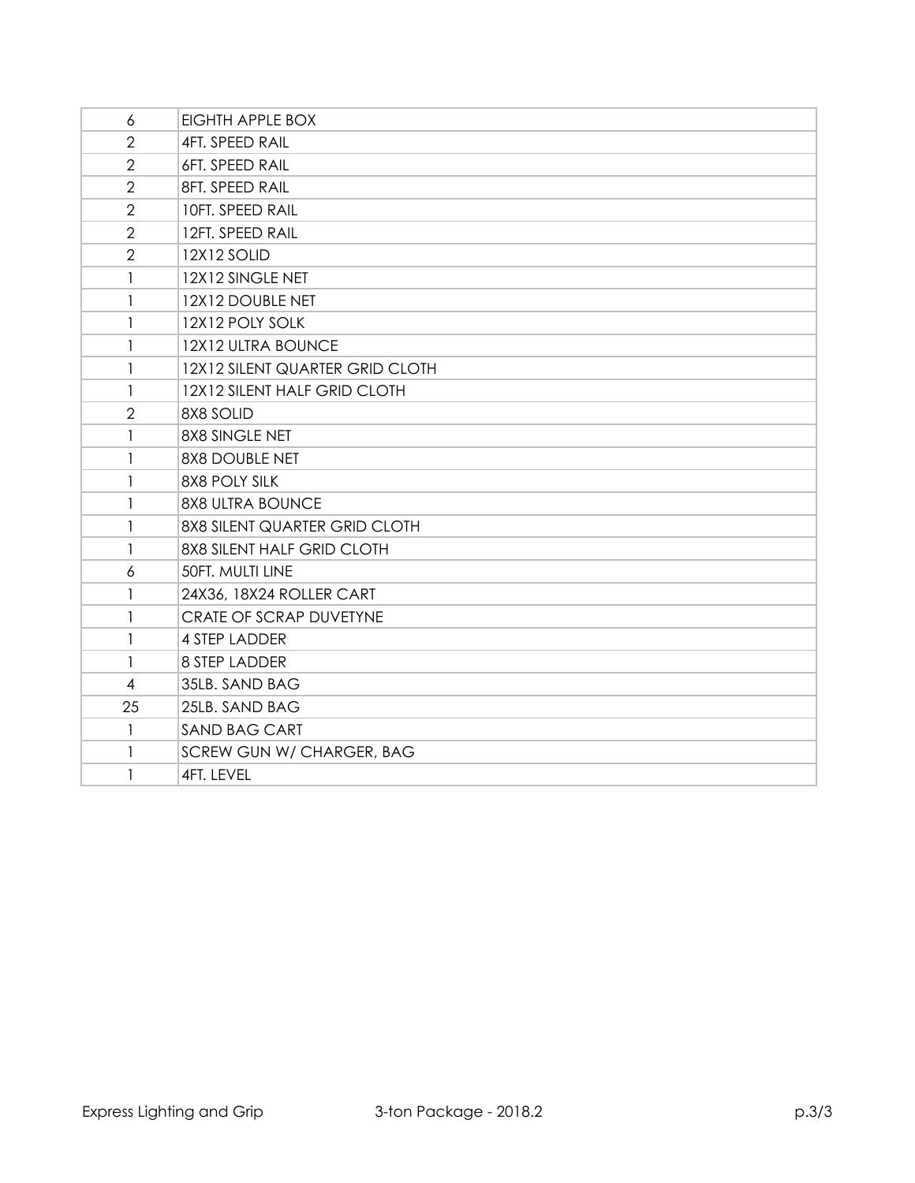| | |
|---|---|
| 6 | EIGHTH APPLE BOX |
| 2 | 4FT. SPEED RAIL |
| 2 | 6FT. SPEED RAIL |
| 2 | 8FT. SPEED RAIL |
| 2 | 10FT. SPEED RAIL |
| 2 | 12FT. SPEED RAIL |
| 2 | 12X12 SOLID |
| 1 | 12X12 SINGLE NET |
| 1 | 12X12 DOUBLE NET |
| 1 | 12X12 POLY SOLK |
| 1 | 12X12 ULTRA BOUNCE |
| 1 | 12X12 SILENT QUARTER GRID CLOTH |
| 1 | 12X12 SILENT HALF GRID CLOTH |
| 2 | 8X8 SOLID |
| 1 | 8X8 SINGLE NET |
| 1 | 8X8 DOUBLE NET |
| 1 | 8X8 POLY SILK |
| 1 | 8X8 ULTRA BOUNCE |
| 1 | 8X8 SILENT QUARTER GRID CLOTH |
| 1 | 8X8 SILENT HALF GRID CLOTH |
| 6 | 50FT. MULTI LINE |
| 1 | 24X36, 18X24 ROLLER CART |
| 1 | CRATE OF SCRAP DUVETYNE |
| 1 | 4 STEP LADDER |
| 1 | 8 STEP LADDER |
| 4 | 35LB. SAND BAG |
| 25 | 25LB. SAND BAG |
| 1 | SAND BAG CART |
| 1 | SCREW GUN W/ CHARGER, BAG |
| 1 | 4FT. LEVEL |